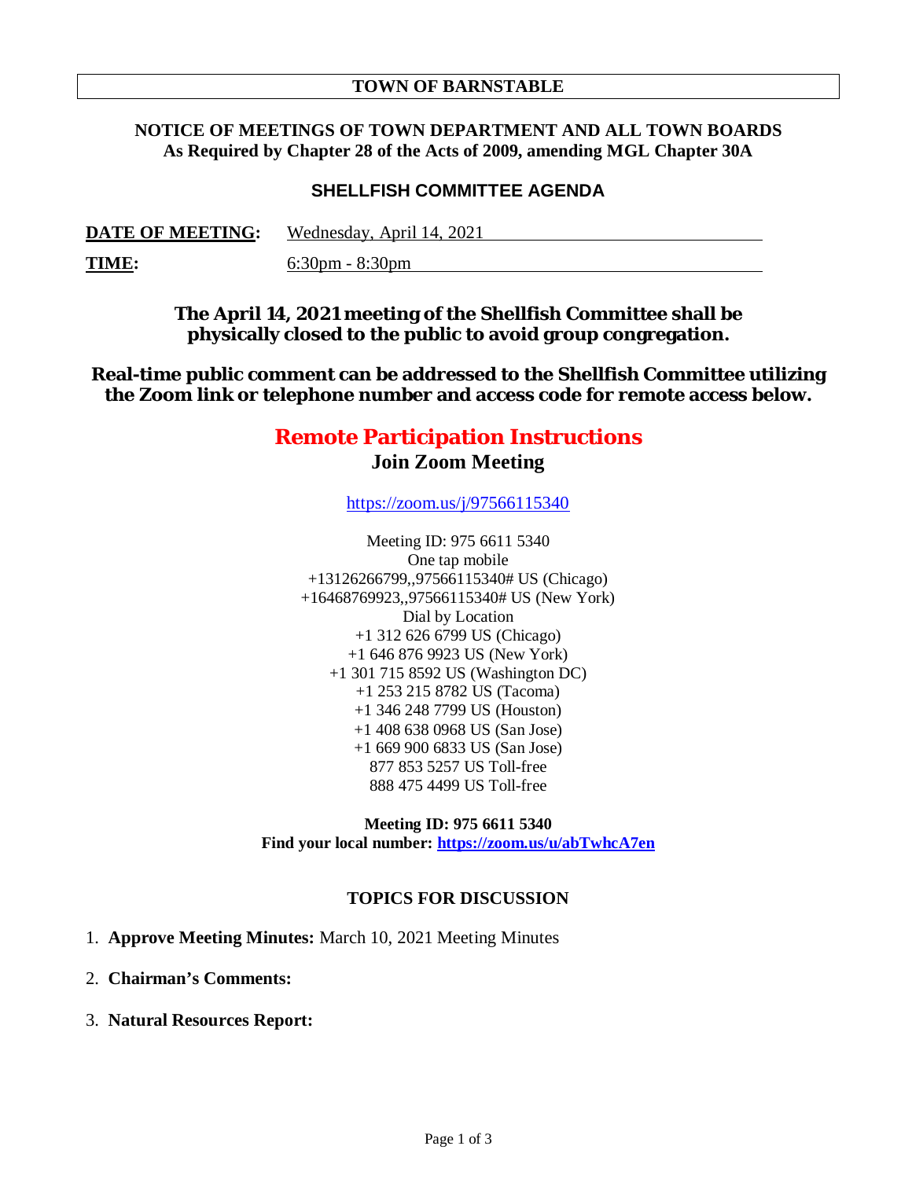# TOWN OF BARNSTABLE

**NOTICE OF MEETINGS OF TOWN DEPARTMENT AND ALL TOWN BOARDS**
**As Required by Chapter 28 of the Acts of 2009, amending MGL Chapter 30A**

## SHELLFISH COMMITTEE AGENDA

**DATE OF MEETING:** Wednesday, April 14, 2021

**TIME:** 6:30pm - 8:30pm

**The April 14, 2021 meeting of the Shellfish Committee shall be physically closed to the public to avoid group congregation.**

**Real-time public comment can be addressed to the Shellfish Committee utilizing the Zoom link or telephone number and access code for remote access below.**

## Remote Participation Instructions

### Join Zoom Meeting

https://zoom.us/j/97566115340

Meeting ID: 975 6611 5340
One tap mobile
+13126266799,,97566115340# US (Chicago)
+16468769923,,97566115340# US (New York)
Dial by Location
+1 312 626 6799 US (Chicago)
+1 646 876 9923 US (New York)
+1 301 715 8592 US (Washington DC)
+1 253 215 8782 US (Tacoma)
+1 346 248 7799 US (Houston)
+1 408 638 0968 US (San Jose)
+1 669 900 6833 US (San Jose)
877 853 5257 US Toll-free
888 475 4499 US Toll-free

**Meeting ID: 975 6611 5340**
**Find your local number: https://zoom.us/u/abTwhcA7en**

## TOPICS FOR DISCUSSION

1. **Approve Meeting Minutes:** March 10, 2021 Meeting Minutes
2. **Chairman's Comments:**
3. **Natural Resources Report:**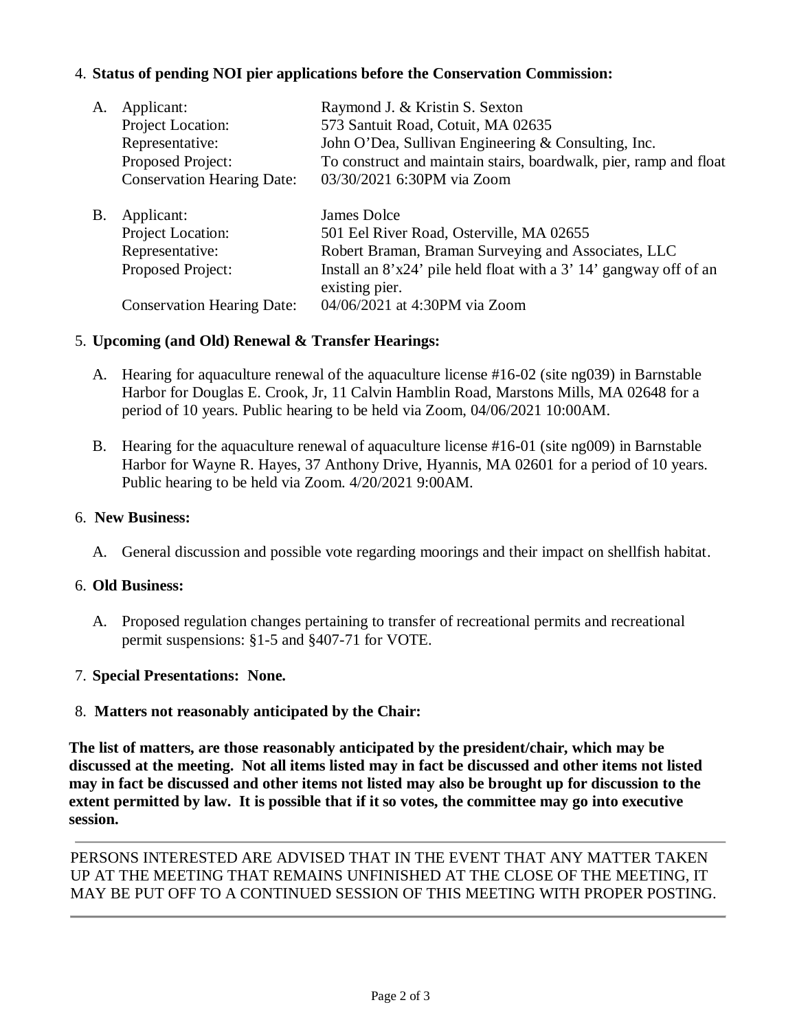4. **Status of pending NOI pier applications before the Conservation Commission:**

   A. Applicant: Raymond J. & Kristin S. Sexton
      Project Location: 573 Santuit Road, Cotuit, MA 02635
      Representative: John O'Dea, Sullivan Engineering & Consulting, Inc.
      Proposed Project: To construct and maintain stairs, boardwalk, pier, ramp and float
      Conservation Hearing Date: 03/30/2021 6:30PM via Zoom

   B. Applicant: James Dolce
      Project Location: 501 Eel River Road, Osterville, MA 02655
      Representative: Robert Braman, Braman Surveying and Associates, LLC
      Proposed Project: Install an 8'x24' pile held float with a 3' 14' gangway off of an existing pier.
      Conservation Hearing Date: 04/06/2021 at 4:30PM via Zoom

5. **Upcoming (and Old) Renewal & Transfer Hearings:**

   A. Hearing for aquaculture renewal of the aquaculture license #16-02 (site ng039) in Barnstable Harbor for Douglas E. Crook, Jr, 11 Calvin Hamblin Road, Marstons Mills, MA 02648 for a period of 10 years. Public hearing to be held via Zoom, 04/06/2021 10:00AM.

   B. Hearing for the aquaculture renewal of aquaculture license #16-01 (site ng009) in Barnstable Harbor for Wayne R. Hayes, 37 Anthony Drive, Hyannis, MA 02601 for a period of 10 years. Public hearing to be held via Zoom. 4/20/2021 9:00AM.

6. **New Business:**

   A. General discussion and possible vote regarding moorings and their impact on shellfish habitat.

6. **Old Business:**

   A. Proposed regulation changes pertaining to transfer of recreational permits and recreational permit suspensions: §1-5 and §407-71 for VOTE.

7. **Special Presentations: None.**

8. **Matters not reasonably anticipated by the Chair:**

**The list of matters, are those reasonably anticipated by the president/chair, which may be discussed at the meeting. Not all items listed may in fact be discussed and other items not listed may in fact be discussed and other items not listed may also be brought up for discussion to the extent permitted by law. It is possible that if it so votes, the committee may go into executive session.**

---

PERSONS INTERESTED ARE ADVISED THAT IN THE EVENT THAT ANY MATTER TAKEN UP AT THE MEETING THAT REMAINS UNFINISHED AT THE CLOSE OF THE MEETING, IT MAY BE PUT OFF TO A CONTINUED SESSION OF THIS MEETING WITH PROPER POSTING.

---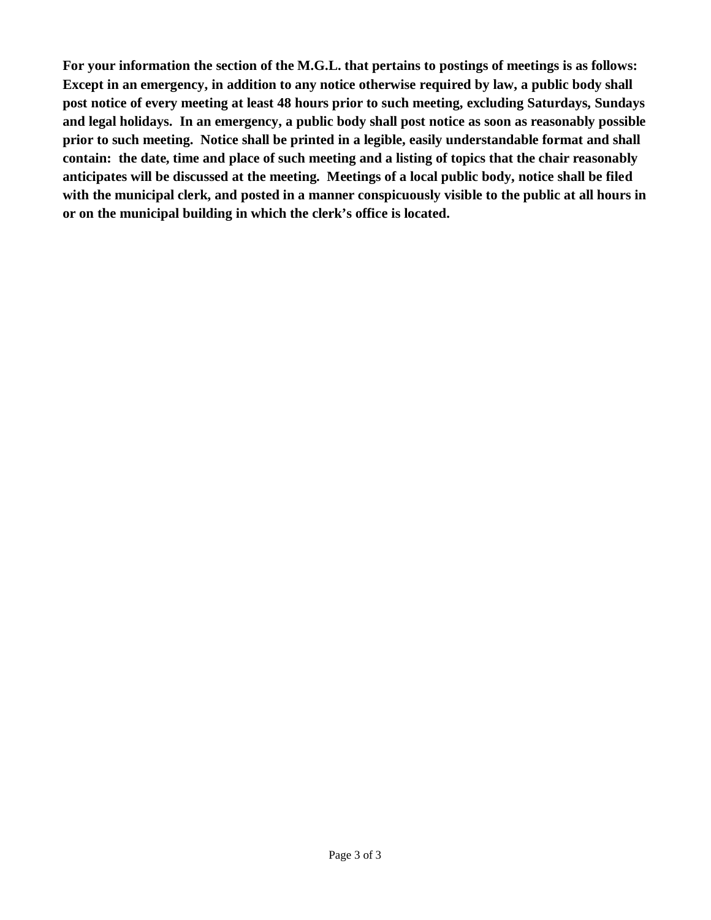**For your information the section of the M.G.L. that pertains to postings of meetings is as follows: Except in an emergency, in addition to any notice otherwise required by law, a public body shall post notice of every meeting at least 48 hours prior to such meeting, excluding Saturdays, Sundays and legal holidays. In an emergency, a public body shall post notice as soon as reasonably possible prior to such meeting. Notice shall be printed in a legible, easily understandable format and shall contain: the date, time and place of such meeting and a listing of topics that the chair reasonably anticipates will be discussed at the meeting. Meetings of a local public body, notice shall be filed with the municipal clerk, and posted in a manner conspicuously visible to the public at all hours in or on the municipal building in which the clerk's office is located.**